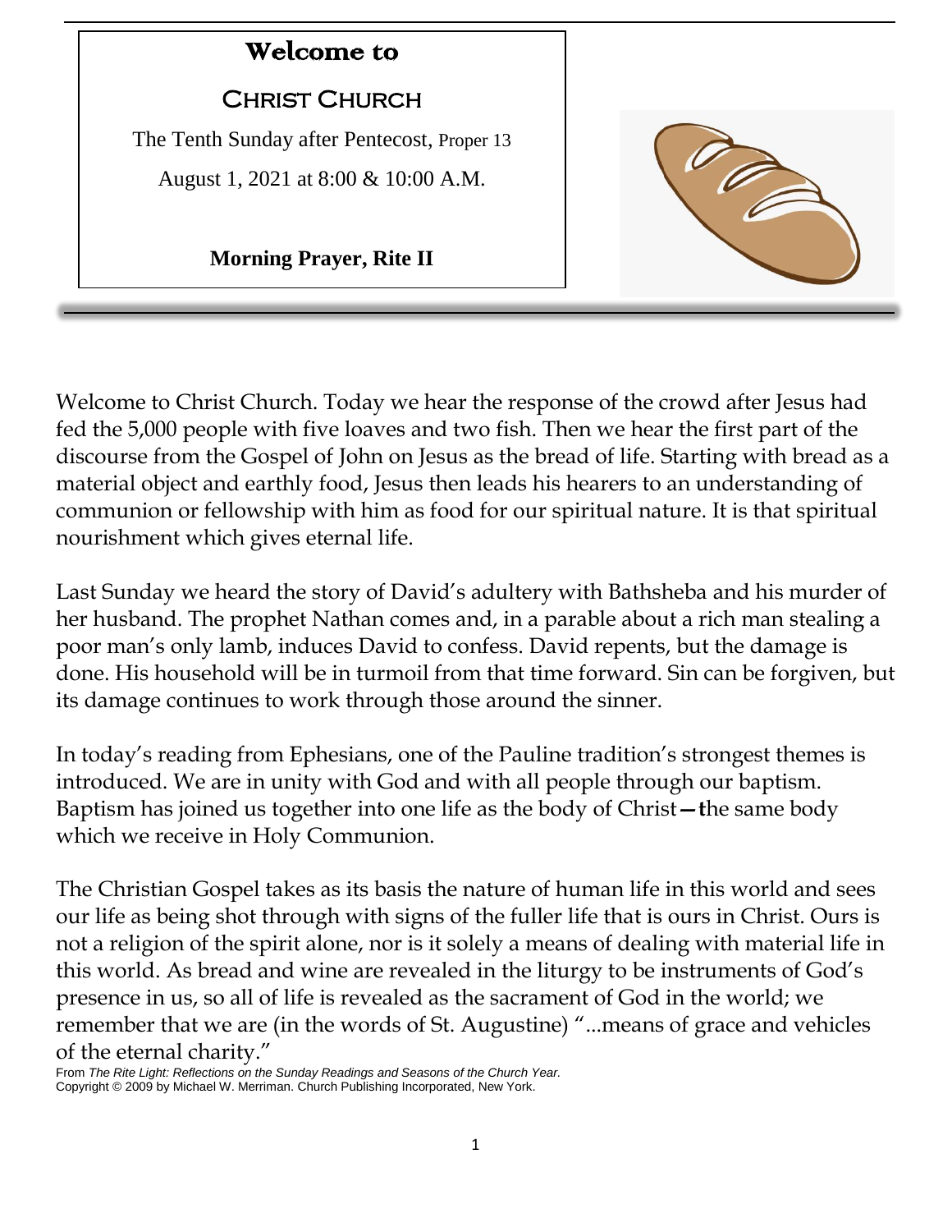# Welcome to

## Christ Church

The Tenth Sunday after Pentecost, Proper 13

August 1, 2021 at 8:00 & 10:00 A.M.

**Morning Prayer, Rite II**

Welcome to Christ Church. Today we hear the response of the crowd after Jesus had fed the 5,000 people with five loaves and two fish. Then we hear the first part of the discourse from the Gospel of John on Jesus as the bread of life. Starting with bread as a material object and earthly food, Jesus then leads his hearers to an understanding of communion or fellowship with him as food for our spiritual nature. It is that spiritual nourishment which gives eternal life.

Last Sunday we heard the story of David's adultery with Bathsheba and his murder of her husband. The prophet Nathan comes and, in a parable about a rich man stealing a poor man's only lamb, induces David to confess. David repents, but the damage is done. His household will be in turmoil from that time forward. Sin can be forgiven, but its damage continues to work through those around the sinner.

In today's reading from Ephesians, one of the Pauline tradition's strongest themes is introduced. We are in unity with God and with all people through our baptism. Baptism has joined us together into one life as the body of Christ—the same body which we receive in Holy Communion.

The Christian Gospel takes as its basis the nature of human life in this world and sees our life as being shot through with signs of the fuller life that is ours in Christ. Ours is not a religion of the spirit alone, nor is it solely a means of dealing with material life in this world. As bread and wine are revealed in the liturgy to be instruments of God's presence in us, so all of life is revealed as the sacrament of God in the world; we remember that we are (in the words of St. Augustine) "...means of grace and vehicles of the eternal charity."

From *The Rite Light: Reflections on the Sunday Readings and Seasons of the Church Year.* Copyright © 2009 by Michael W. Merriman. Church Publishing Incorporated, New York.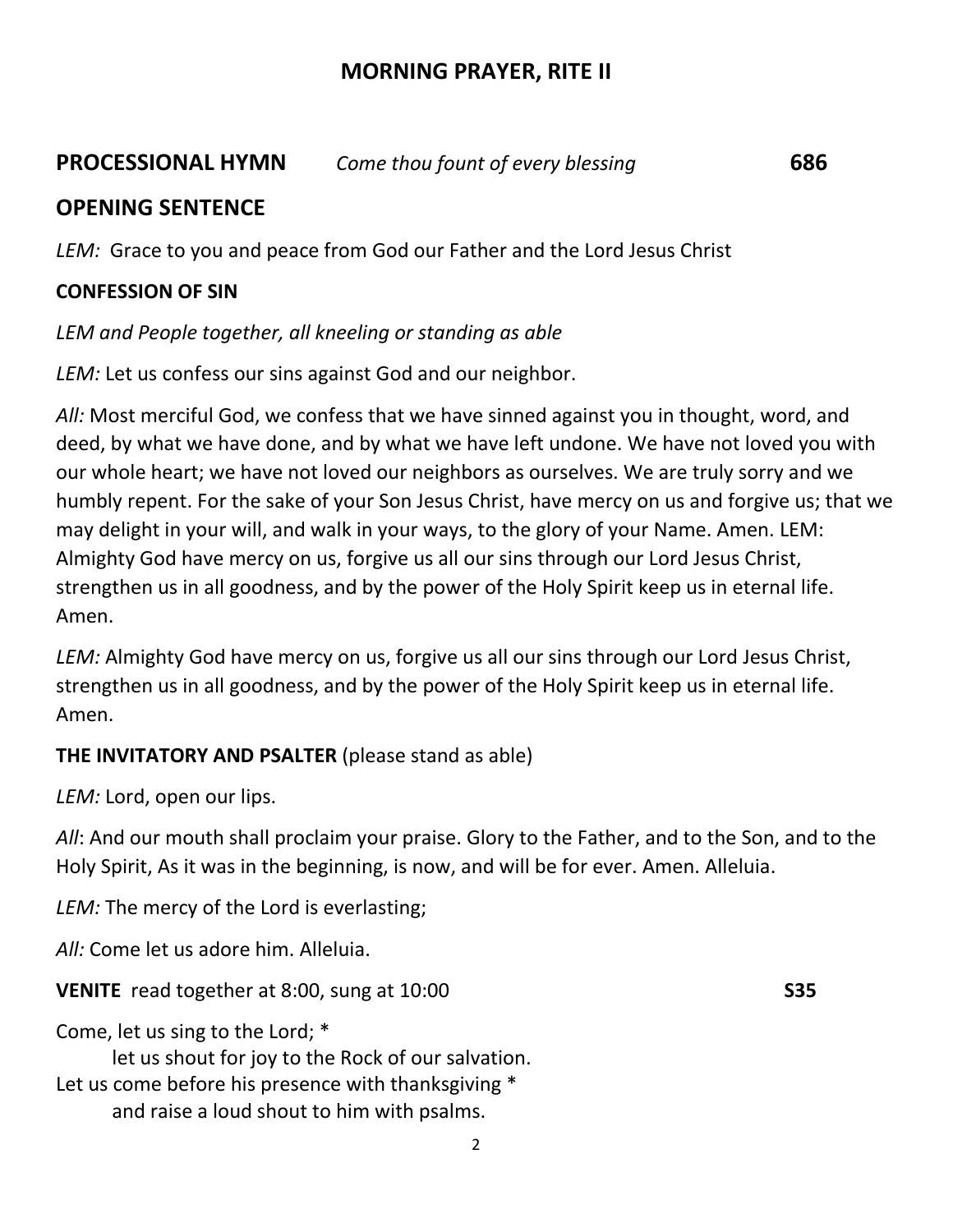# MORNING PRAYER, RITE II

**PROCESSIONAL HYMN** *Come thou fount of every blessing* **686**

## OPENING SENTENCE

*LEM:* Grace to you and peace from God our Father and the Lord Jesus Christ

**CONFESSION OF SIN**

*LEM and People together, all kneeling or standing as able*

*LEM:* Let us confess our sins against God and our neighbor.

*All:* Most merciful God, we confess that we have sinned against you in thought, word, and deed, by what we have done, and by what we have left undone. We have not loved you with our whole heart; we have not loved our neighbors as ourselves. We are truly sorry and we humbly repent. For the sake of your Son Jesus Christ, have mercy on us and forgive us; that we may delight in your will, and walk in your ways, to the glory of your Name. Amen. LEM: Almighty God have mercy on us, forgive us all our sins through our Lord Jesus Christ, strengthen us in all goodness, and by the power of the Holy Spirit keep us in eternal life. Amen.

*LEM:* Almighty God have mercy on us, forgive us all our sins through our Lord Jesus Christ, strengthen us in all goodness, and by the power of the Holy Spirit keep us in eternal life. Amen.

**THE INVITATORY AND PSALTER** (please stand as able)

*LEM:* Lord, open our lips.

*All*: And our mouth shall proclaim your praise. Glory to the Father, and to the Son, and to the Holy Spirit, As it was in the beginning, is now, and will be for ever. Amen. Alleluia.

*LEM:* The mercy of the Lord is everlasting;

*All:* Come let us adore him. Alleluia.

**VENITE** read together at 8:00, sung at 10:00 **S35**

Come, let us sing to the Lord; *
    let us shout for joy to the Rock of our salvation.
Let us come before his presence with thanksgiving *
    and raise a loud shout to him with psalms.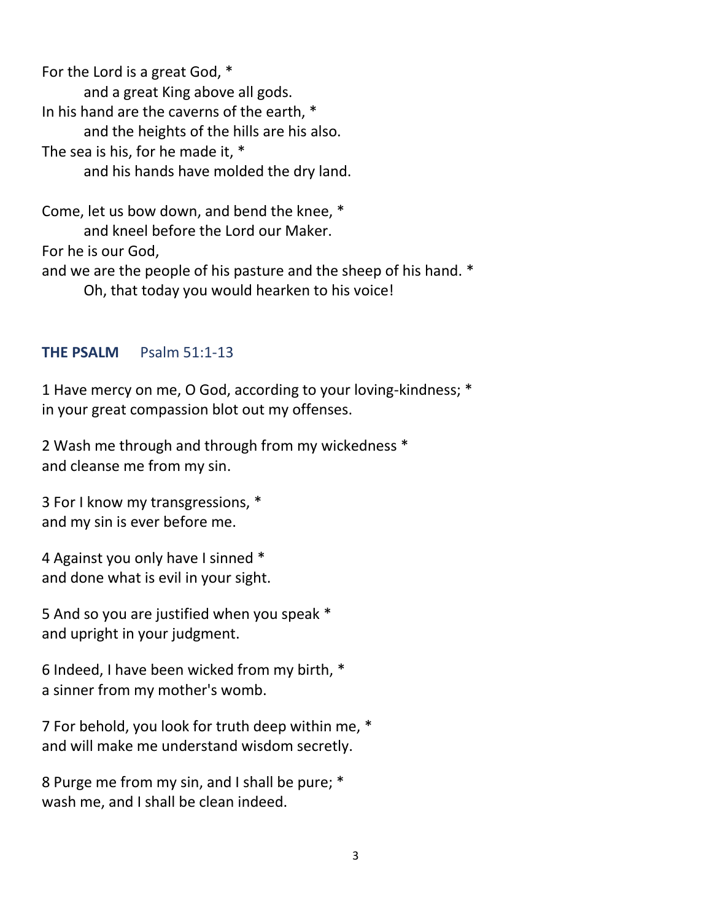For the Lord is a great God, *
        and a great King above all gods.
In his hand are the caverns of the earth, *
        and the heights of the hills are his also.
The sea is his, for he made it, *
        and his hands have molded the dry land.

Come, let us bow down, and bend the knee, *
        and kneel before the Lord our Maker.
For he is our God,
and we are the people of his pasture and the sheep of his hand. *
        Oh, that today you would hearken to his voice!

**THE PSALM** Psalm 51:1-13

1 Have mercy on me, O God, according to your loving-kindness; *
in your great compassion blot out my offenses.

2 Wash me through and through from my wickedness *
and cleanse me from my sin.

3 For I know my transgressions, *
and my sin is ever before me.

4 Against you only have I sinned *
and done what is evil in your sight.

5 And so you are justified when you speak *
and upright in your judgment.

6 Indeed, I have been wicked from my birth, *
a sinner from my mother's womb.

7 For behold, you look for truth deep within me, *
and will make me understand wisdom secretly.

8 Purge me from my sin, and I shall be pure; *
wash me, and I shall be clean indeed.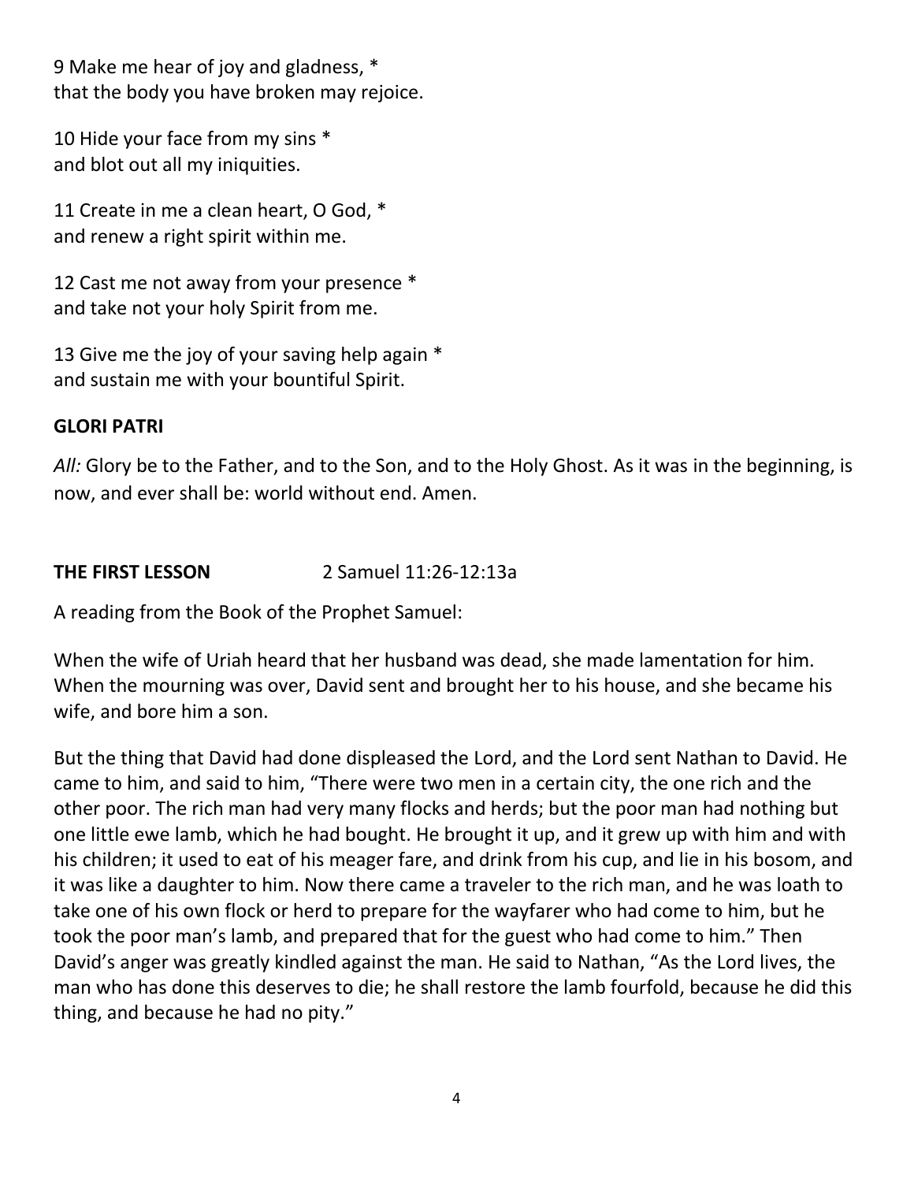9 Make me hear of joy and gladness, *
that the body you have broken may rejoice.

10 Hide your face from my sins *
and blot out all my iniquities.

11 Create in me a clean heart, O God, *
and renew a right spirit within me.

12 Cast me not away from your presence *
and take not your holy Spirit from me.

13 Give me the joy of your saving help again *
and sustain me with your bountiful Spirit.

**GLORI PATRI**

*All:* Glory be to the Father, and to the Son, and to the Holy Ghost. As it was in the beginning, is now, and ever shall be: world without end. Amen.

**THE FIRST LESSON** 2 Samuel 11:26-12:13a

A reading from the Book of the Prophet Samuel:

When the wife of Uriah heard that her husband was dead, she made lamentation for him. When the mourning was over, David sent and brought her to his house, and she became his wife, and bore him a son.

But the thing that David had done displeased the Lord, and the Lord sent Nathan to David. He came to him, and said to him, “There were two men in a certain city, the one rich and the other poor. The rich man had very many flocks and herds; but the poor man had nothing but one little ewe lamb, which he had bought. He brought it up, and it grew up with him and with his children; it used to eat of his meager fare, and drink from his cup, and lie in his bosom, and it was like a daughter to him. Now there came a traveler to the rich man, and he was loath to take one of his own flock or herd to prepare for the wayfarer who had come to him, but he took the poor man’s lamb, and prepared that for the guest who had come to him.” Then David’s anger was greatly kindled against the man. He said to Nathan, “As the Lord lives, the man who has done this deserves to die; he shall restore the lamb fourfold, because he did this thing, and because he had no pity.”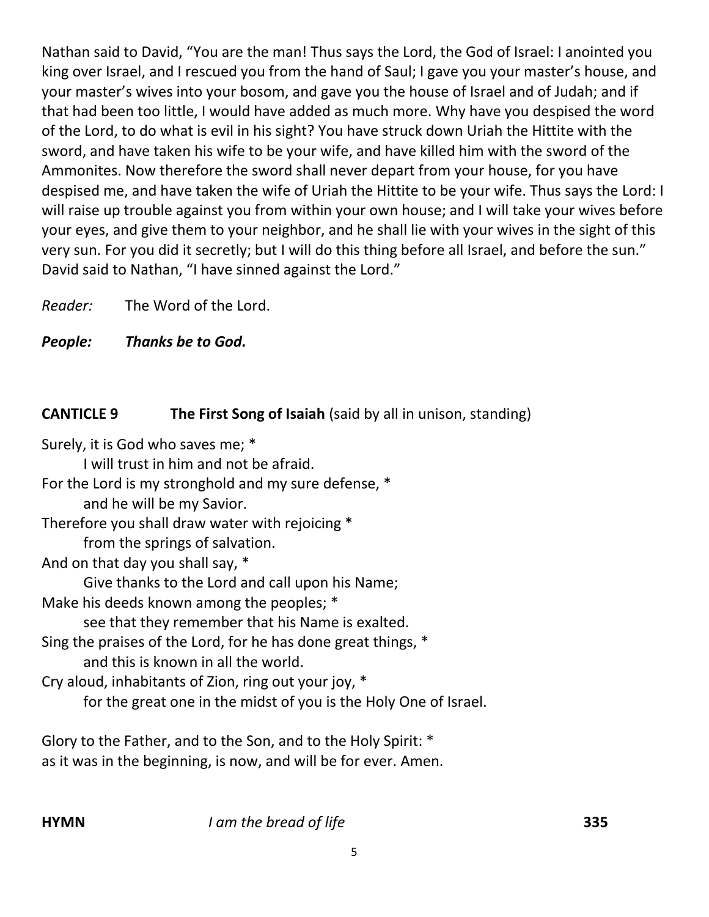Nathan said to David, "You are the man! Thus says the Lord, the God of Israel: I anointed you king over Israel, and I rescued you from the hand of Saul; I gave you your master's house, and your master's wives into your bosom, and gave you the house of Israel and of Judah; and if that had been too little, I would have added as much more. Why have you despised the word of the Lord, to do what is evil in his sight? You have struck down Uriah the Hittite with the sword, and have taken his wife to be your wife, and have killed him with the sword of the Ammonites. Now therefore the sword shall never depart from your house, for you have despised me, and have taken the wife of Uriah the Hittite to be your wife. Thus says the Lord: I will raise up trouble against you from within your own house; and I will take your wives before your eyes, and give them to your neighbor, and he shall lie with your wives in the sight of this very sun. For you did it secretly; but I will do this thing before all Israel, and before the sun." David said to Nathan, "I have sinned against the Lord."

*Reader:* The Word of the Lord.

***People: Thanks be to God.***

**CANTICLE 9** **The First Song of Isaiah** (said by all in unison, standing)

Surely, it is God who saves me; *
    I will trust in him and not be afraid.
For the Lord is my stronghold and my sure defense, *
    and he will be my Savior.
Therefore you shall draw water with rejoicing *
    from the springs of salvation.
And on that day you shall say, *
    Give thanks to the Lord and call upon his Name;
Make his deeds known among the peoples; *
    see that they remember that his Name is exalted.
Sing the praises of the Lord, for he has done great things, *
    and this is known in all the world.
Cry aloud, inhabitants of Zion, ring out your joy, *
    for the great one in the midst of you is the Holy One of Israel.

Glory to the Father, and to the Son, and to the Holy Spirit: *
as it was in the beginning, is now, and will be for ever. Amen.

**HYMN** *I am the bread of life* **335**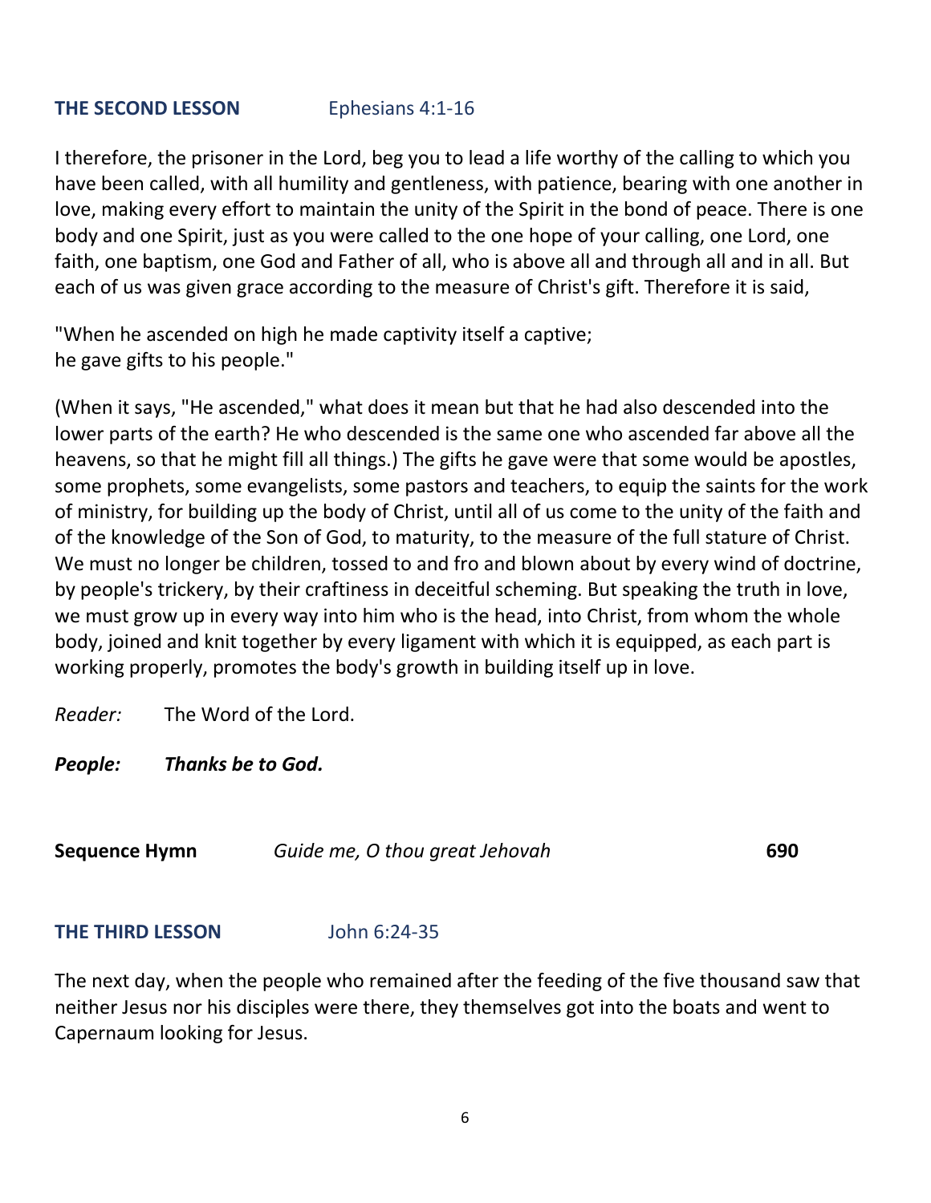**THE SECOND LESSON** Ephesians 4:1-16

I therefore, the prisoner in the Lord, beg you to lead a life worthy of the calling to which you have been called, with all humility and gentleness, with patience, bearing with one another in love, making every effort to maintain the unity of the Spirit in the bond of peace. There is one body and one Spirit, just as you were called to the one hope of your calling, one Lord, one faith, one baptism, one God and Father of all, who is above all and through all and in all. But each of us was given grace according to the measure of Christ's gift. Therefore it is said,

"When he ascended on high he made captivity itself a captive;
he gave gifts to his people."

(When it says, "He ascended," what does it mean but that he had also descended into the lower parts of the earth? He who descended is the same one who ascended far above all the heavens, so that he might fill all things.) The gifts he gave were that some would be apostles, some prophets, some evangelists, some pastors and teachers, to equip the saints for the work of ministry, for building up the body of Christ, until all of us come to the unity of the faith and of the knowledge of the Son of God, to maturity, to the measure of the full stature of Christ. We must no longer be children, tossed to and fro and blown about by every wind of doctrine, by people's trickery, by their craftiness in deceitful scheming. But speaking the truth in love, we must grow up in every way into him who is the head, into Christ, from whom the whole body, joined and knit together by every ligament with which it is equipped, as each part is working properly, promotes the body's growth in building itself up in love.

*Reader:* The Word of the Lord.

***People: Thanks be to God.***

**Sequence Hymn** *Guide me, O thou great Jehovah* **690**

**THE THIRD LESSON** John 6:24-35

The next day, when the people who remained after the feeding of the five thousand saw that neither Jesus nor his disciples were there, they themselves got into the boats and went to Capernaum looking for Jesus.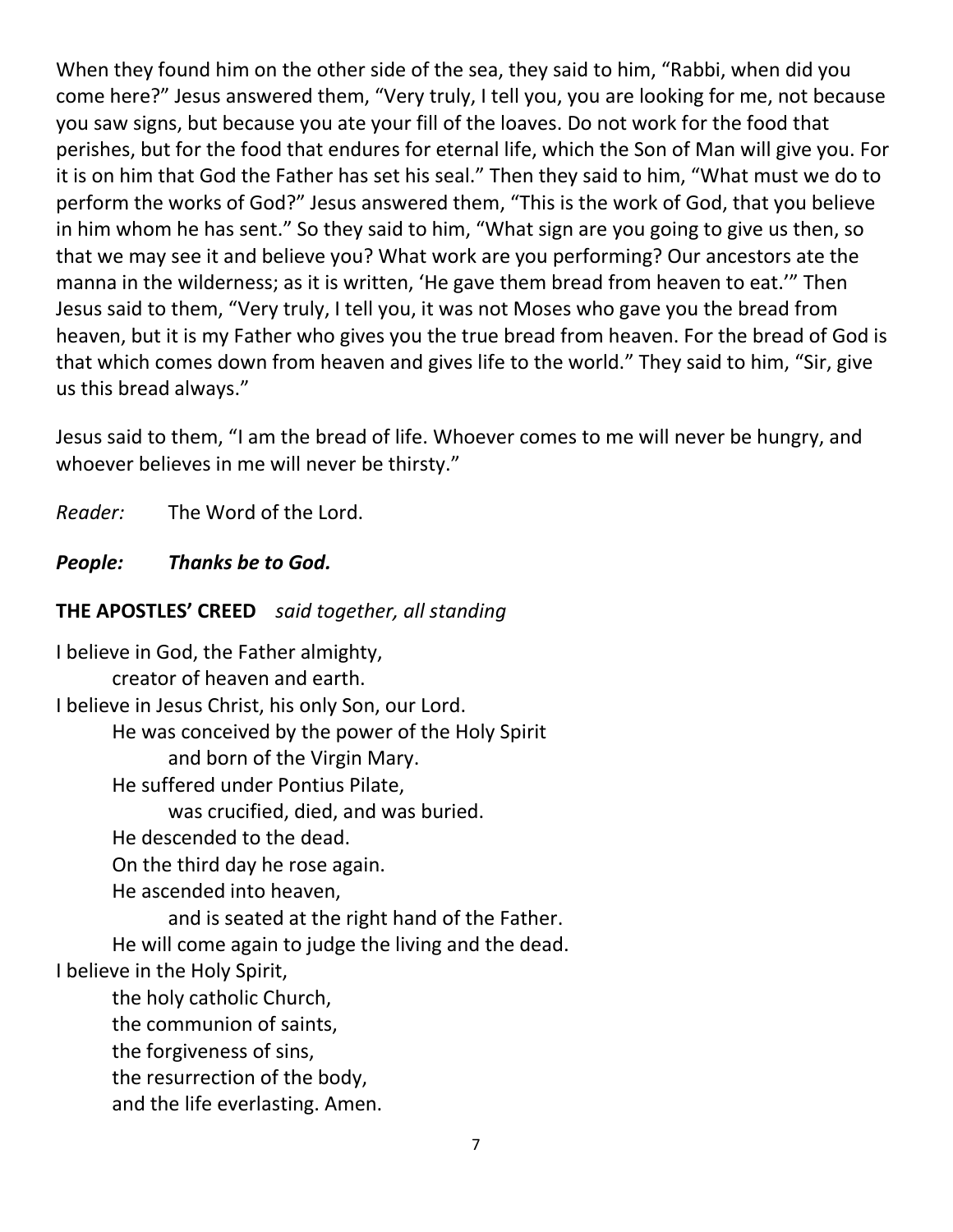When they found him on the other side of the sea, they said to him, "Rabbi, when did you come here?" Jesus answered them, "Very truly, I tell you, you are looking for me, not because you saw signs, but because you ate your fill of the loaves. Do not work for the food that perishes, but for the food that endures for eternal life, which the Son of Man will give you. For it is on him that God the Father has set his seal." Then they said to him, "What must we do to perform the works of God?" Jesus answered them, "This is the work of God, that you believe in him whom he has sent." So they said to him, "What sign are you going to give us then, so that we may see it and believe you? What work are you performing? Our ancestors ate the manna in the wilderness; as it is written, 'He gave them bread from heaven to eat.'" Then Jesus said to them, "Very truly, I tell you, it was not Moses who gave you the bread from heaven, but it is my Father who gives you the true bread from heaven. For the bread of God is that which comes down from heaven and gives life to the world." They said to him, "Sir, give us this bread always."

Jesus said to them, "I am the bread of life. Whoever comes to me will never be hungry, and whoever believes in me will never be thirsty."

*Reader:* The Word of the Lord.

***People:* *Thanks be to God.***

**THE APOSTLES' CREED** *said together, all standing*

I believe in God, the Father almighty,
    creator of heaven and earth.
I believe in Jesus Christ, his only Son, our Lord.
    He was conceived by the power of the Holy Spirit
        and born of the Virgin Mary.
    He suffered under Pontius Pilate,
        was crucified, died, and was buried.
    He descended to the dead.
    On the third day he rose again.
    He ascended into heaven,
        and is seated at the right hand of the Father.
    He will come again to judge the living and the dead.
I believe in the Holy Spirit,
    the holy catholic Church,
    the communion of saints,
    the forgiveness of sins,
    the resurrection of the body,
    and the life everlasting. Amen.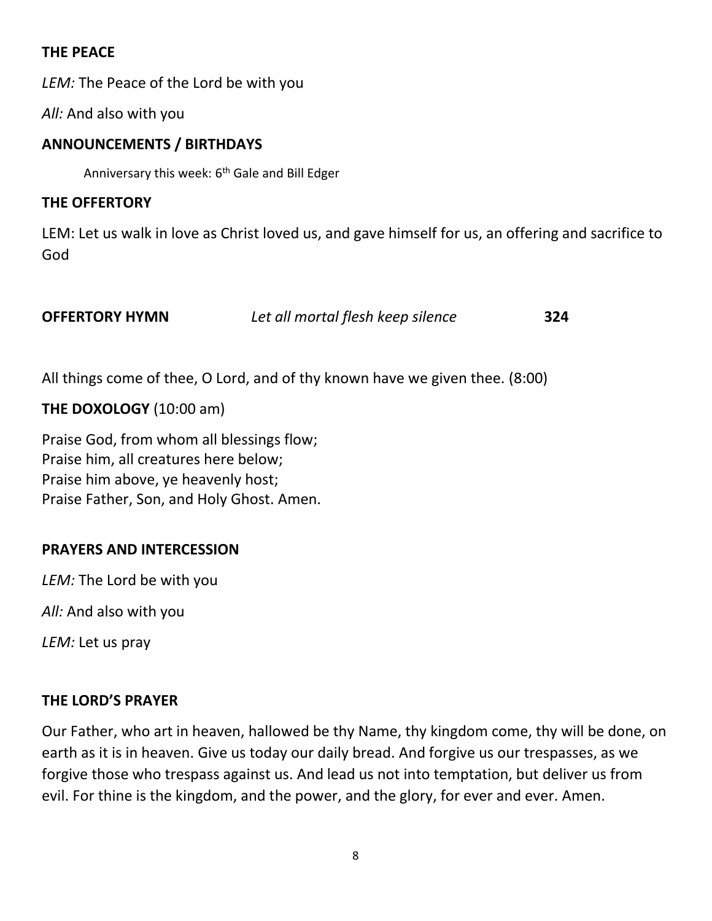**THE PEACE**

*LEM:* The Peace of the Lord be with you

*All:* And also with you

**ANNOUNCEMENTS / BIRTHDAYS**

Anniversary this week: 6th Gale and Bill Edger

**THE OFFERTORY**

LEM: Let us walk in love as Christ loved us, and gave himself for us, an offering and sacrifice to God

**OFFERTORY HYMN** *Let all mortal flesh keep silence* **324**

All things come of thee, O Lord, and of thy known have we given thee. (8:00)

**THE DOXOLOGY** (10:00 am)

Praise God, from whom all blessings flow;
Praise him, all creatures here below;
Praise him above, ye heavenly host;
Praise Father, Son, and Holy Ghost. Amen.

**PRAYERS AND INTERCESSION**

*LEM:* The Lord be with you

*All:* And also with you

*LEM:* Let us pray

**THE LORD'S PRAYER**

Our Father, who art in heaven, hallowed be thy Name, thy kingdom come, thy will be done, on earth as it is in heaven. Give us today our daily bread. And forgive us our trespasses, as we forgive those who trespass against us. And lead us not into temptation, but deliver us from evil. For thine is the kingdom, and the power, and the glory, for ever and ever. Amen.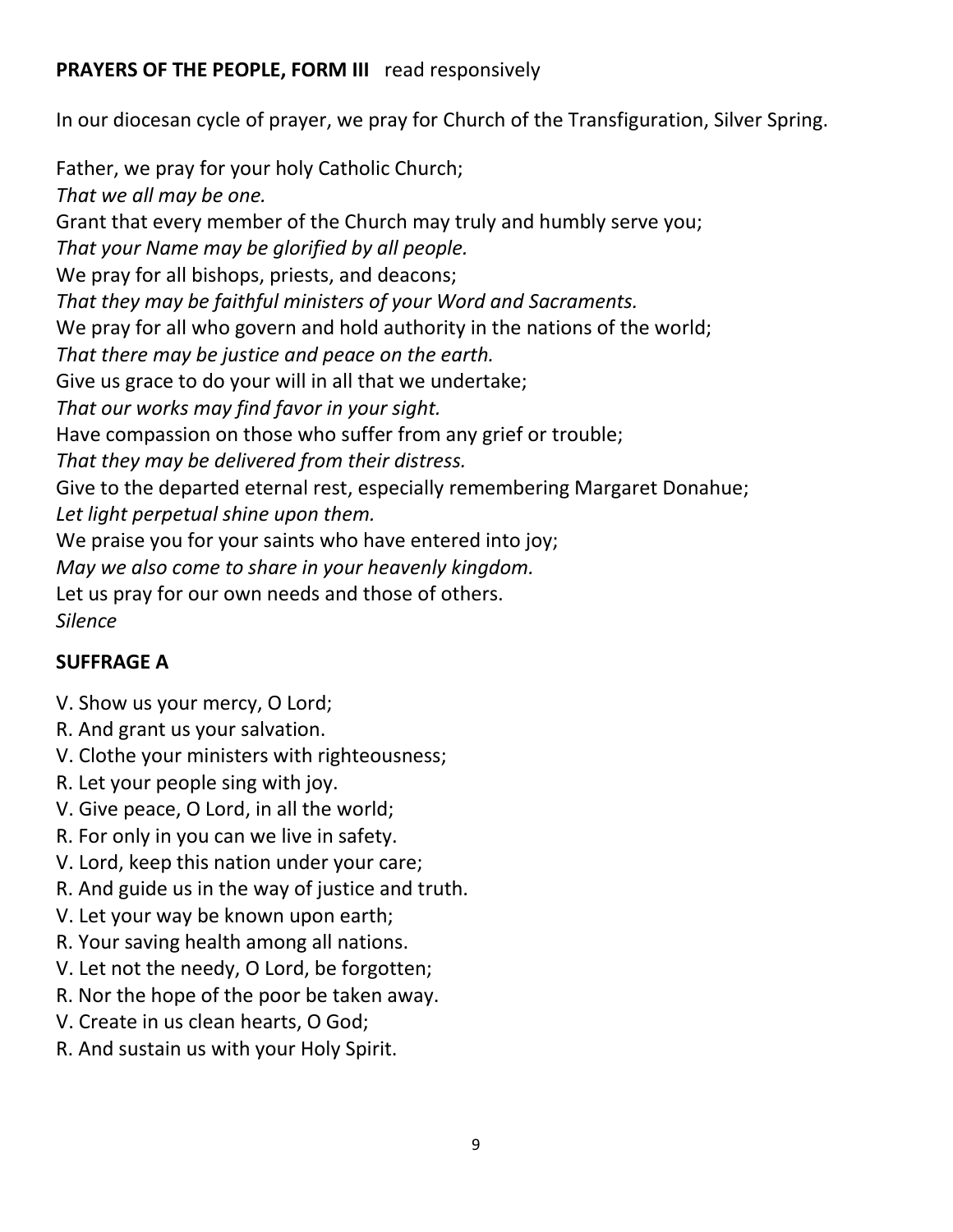**PRAYERS OF THE PEOPLE, FORM III** read responsively

In our diocesan cycle of prayer, we pray for Church of the Transfiguration, Silver Spring.

Father, we pray for your holy Catholic Church;
*That we all may be one.*
Grant that every member of the Church may truly and humbly serve you;
*That your Name may be glorified by all people.*
We pray for all bishops, priests, and deacons;
*That they may be faithful ministers of your Word and Sacraments.*
We pray for all who govern and hold authority in the nations of the world;
*That there may be justice and peace on the earth.*
Give us grace to do your will in all that we undertake;
*That our works may find favor in your sight.*
Have compassion on those who suffer from any grief or trouble;
*That they may be delivered from their distress.*
Give to the departed eternal rest, especially remembering Margaret Donahue;
*Let light perpetual shine upon them.*
We praise you for your saints who have entered into joy;
*May we also come to share in your heavenly kingdom.*
Let us pray for our own needs and those of others.
*Silence*

**SUFFRAGE A**

V. Show us your mercy, O Lord;
R. And grant us your salvation.
V. Clothe your ministers with righteousness;
R. Let your people sing with joy.
V. Give peace, O Lord, in all the world;
R. For only in you can we live in safety.
V. Lord, keep this nation under your care;
R. And guide us in the way of justice and truth.
V. Let your way be known upon earth;
R. Your saving health among all nations.
V. Let not the needy, O Lord, be forgotten;
R. Nor the hope of the poor be taken away.
V. Create in us clean hearts, O God;
R. And sustain us with your Holy Spirit.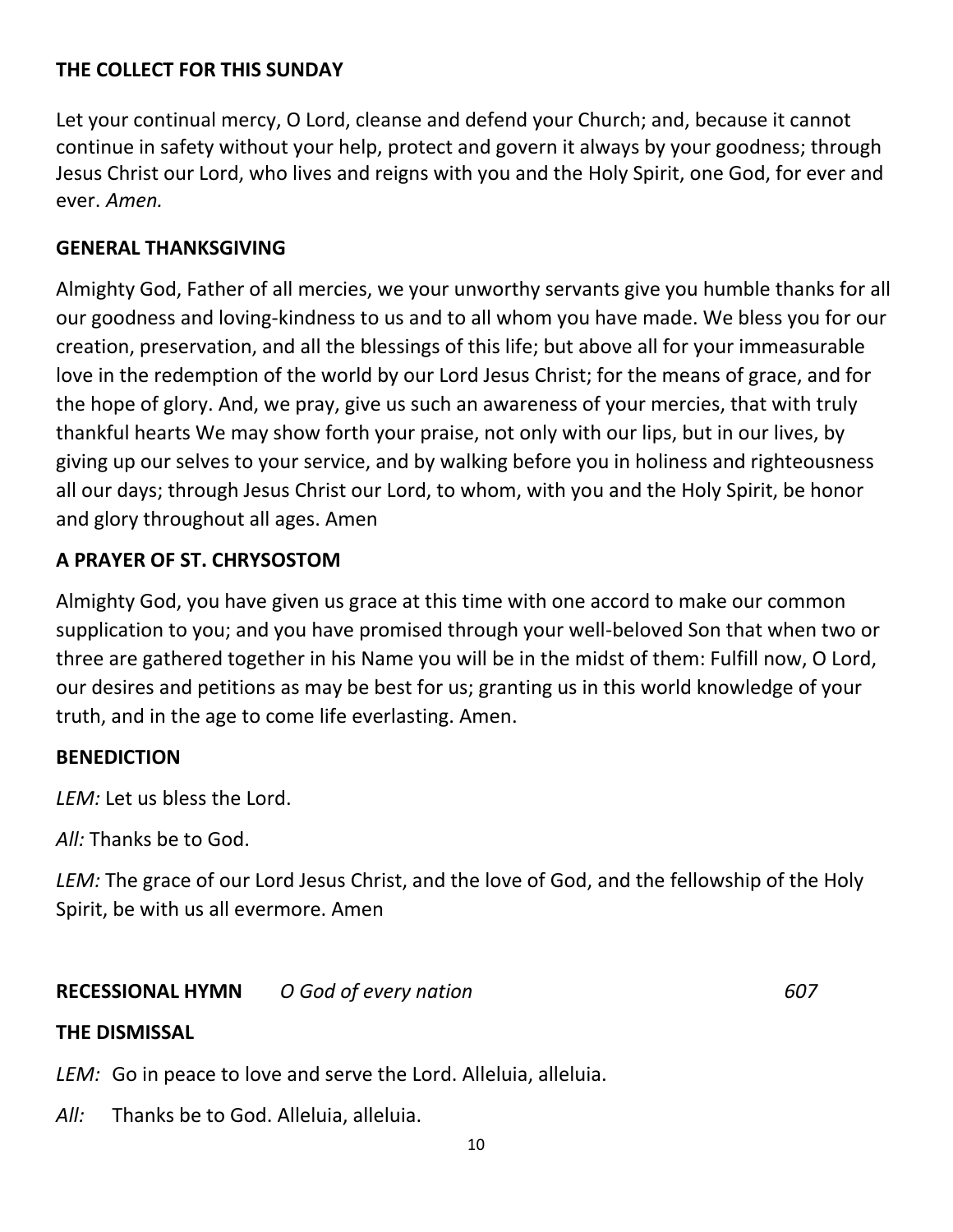## THE COLLECT FOR THIS SUNDAY

Let your continual mercy, O Lord, cleanse and defend your Church; and, because it cannot continue in safety without your help, protect and govern it always by your goodness; through Jesus Christ our Lord, who lives and reigns with you and the Holy Spirit, one God, for ever and ever. *Amen.*

## GENERAL THANKSGIVING

Almighty God, Father of all mercies, we your unworthy servants give you humble thanks for all our goodness and loving-kindness to us and to all whom you have made. We bless you for our creation, preservation, and all the blessings of this life; but above all for your immeasurable love in the redemption of the world by our Lord Jesus Christ; for the means of grace, and for the hope of glory. And, we pray, give us such an awareness of your mercies, that with truly thankful hearts We may show forth your praise, not only with our lips, but in our lives, by giving up our selves to your service, and by walking before you in holiness and righteousness all our days; through Jesus Christ our Lord, to whom, with you and the Holy Spirit, be honor and glory throughout all ages. Amen

## A PRAYER OF ST. CHRYSOSTOM

Almighty God, you have given us grace at this time with one accord to make our common supplication to you; and you have promised through your well-beloved Son that when two or three are gathered together in his Name you will be in the midst of them: Fulfill now, O Lord, our desires and petitions as may be best for us; granting us in this world knowledge of your truth, and in the age to come life everlasting. Amen.

## BENEDICTION

*LEM:* Let us bless the Lord.

*All:* Thanks be to God.

*LEM:* The grace of our Lord Jesus Christ, and the love of God, and the fellowship of the Holy Spirit, be with us all evermore. Amen

**RECESSIONAL HYMN** *O God of every nation* *607*

## THE DISMISSAL

*LEM:* Go in peace to love and serve the Lord. Alleluia, alleluia.

*All:* Thanks be to God. Alleluia, alleluia.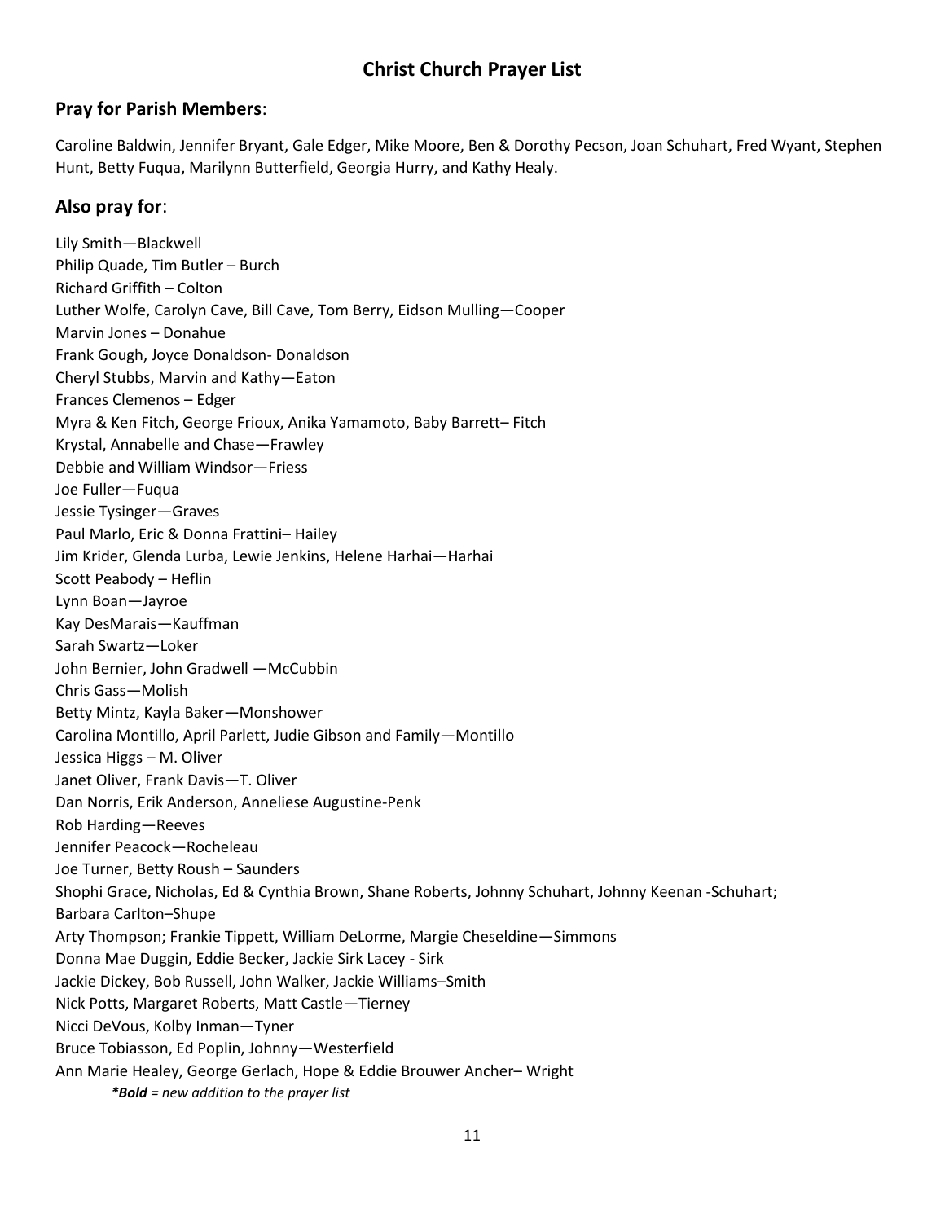# Christ Church Prayer List

## Pray for Parish Members:

Caroline Baldwin, Jennifer Bryant, Gale Edger, Mike Moore, Ben & Dorothy Pecson, Joan Schuhart, Fred Wyant, Stephen Hunt, Betty Fuqua, Marilynn Butterfield, Georgia Hurry, and Kathy Healy.

## Also pray for:

Lily Smith—Blackwell  
Philip Quade, Tim Butler – Burch  
Richard Griffith – Colton  
Luther Wolfe, Carolyn Cave, Bill Cave, Tom Berry, Eidson Mulling—Cooper  
Marvin Jones – Donahue  
Frank Gough, Joyce Donaldson- Donaldson  
Cheryl Stubbs, Marvin and Kathy—Eaton  
Frances Clemenos – Edger  
Myra & Ken Fitch, George Frioux, Anika Yamamoto, Baby Barrett– Fitch  
Krystal, Annabelle and Chase—Frawley  
Debbie and William Windsor—Friess  
Joe Fuller—Fuqua  
Jessie Tysinger—Graves  
Paul Marlo, Eric & Donna Frattini– Hailey  
Jim Krider, Glenda Lurba, Lewie Jenkins, Helene Harhai—Harhai  
Scott Peabody – Heflin  
Lynn Boan—Jayroe  
Kay DesMarais—Kauffman  
Sarah Swartz—Loker  
John Bernier, John Gradwell —McCubbin  
Chris Gass—Molish  
Betty Mintz, Kayla Baker—Monshower  
Carolina Montillo, April Parlett, Judie Gibson and Family—Montillo  
Jessica Higgs – M. Oliver  
Janet Oliver, Frank Davis—T. Oliver  
Dan Norris, Erik Anderson, Anneliese Augustine-Penk  
Rob Harding—Reeves  
Jennifer Peacock—Rocheleau  
Joe Turner, Betty Roush – Saunders  
Shophi Grace, Nicholas, Ed & Cynthia Brown, Shane Roberts, Johnny Schuhart, Johnny Keenan -Schuhart;  
Barbara Carlton–Shupe  
Arty Thompson; Frankie Tippett, William DeLorme, Margie Cheseldine—Simmons  
Donna Mae Duggin, Eddie Becker, Jackie Sirk Lacey - Sirk  
Jackie Dickey, Bob Russell, John Walker, Jackie Williams–Smith  
Nick Potts, Margaret Roberts, Matt Castle—Tierney  
Nicci DeVous, Kolby Inman—Tyner  
Bruce Tobiasson, Ed Poplin, Johnny—Westerfield  
Ann Marie Healey, George Gerlach, Hope & Eddie Brouwer Ancher– Wright

*\*__Bold__ = new addition to the prayer list*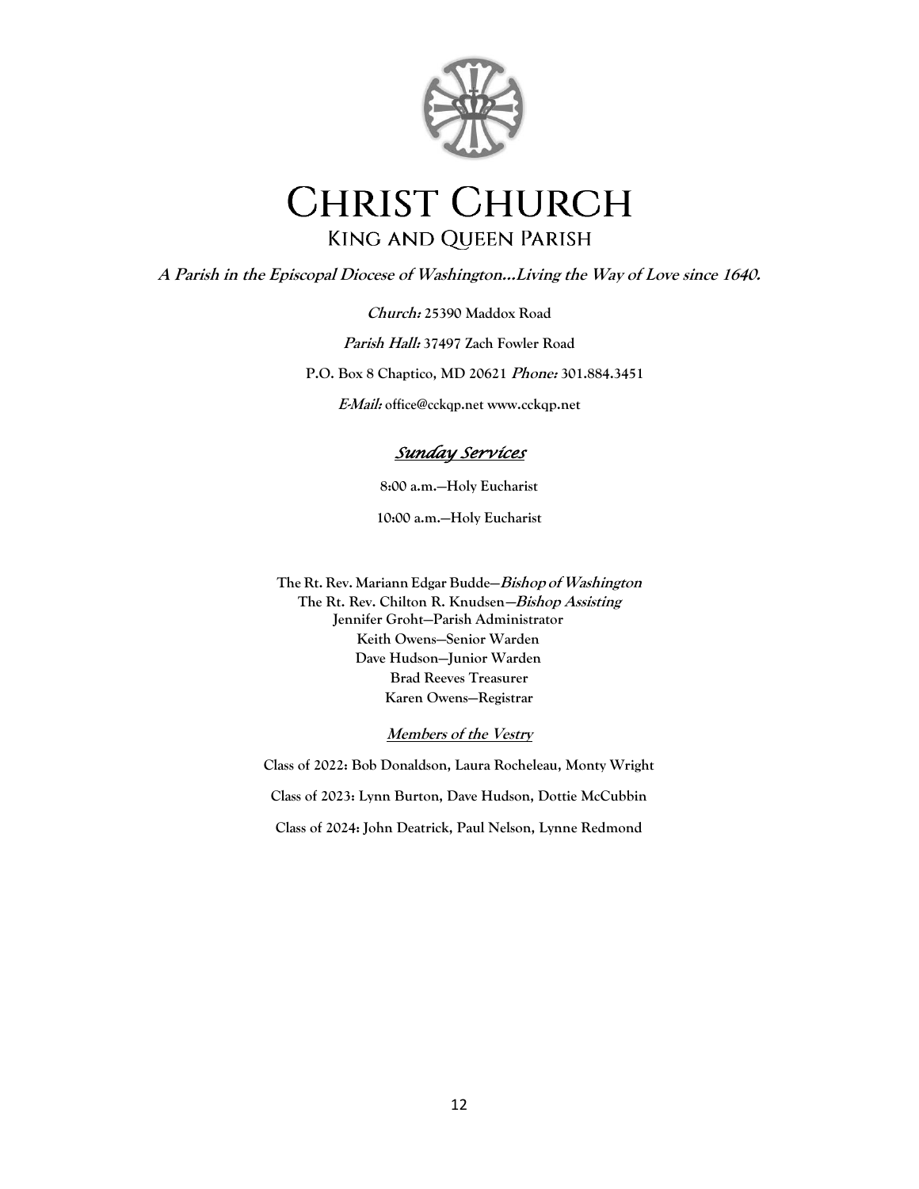# CHRIST CHURCH

## KING AND QUEEN PARISH

***A Parish in the Episcopal Diocese of Washington…Living the Way of Love since 1640.***

***Church:*** **25390 Maddox Road**

***Parish Hall:*** **37497 Zach Fowler Road**

**P.O. Box 8 Chaptico, MD 20621** ***Phone:*** **301.884.3451**

***E-Mail:*** **office@cckqp.net www.cckqp.net**

### *Sunday Services*

**8:00 a.m.—Holy Eucharist**

**10:00 a.m.—Holy Eucharist**

**The Rt. Rev. Mariann Edgar Budde—*Bishop of Washington***
**The Rt. Rev. Chilton R. Knudsen—*Bishop Assisting***
**Jennifer Groht—Parish Administrator**
**Keith Owens—Senior Warden**
**Dave Hudson—Junior Warden**
**Brad Reeves Treasurer**
**Karen Owens—Registrar**

***Members of the Vestry***

**Class of 2022: Bob Donaldson, Laura Rocheleau, Monty Wright**

**Class of 2023: Lynn Burton, Dave Hudson, Dottie McCubbin**

**Class of 2024: John Deatrick, Paul Nelson, Lynne Redmond**